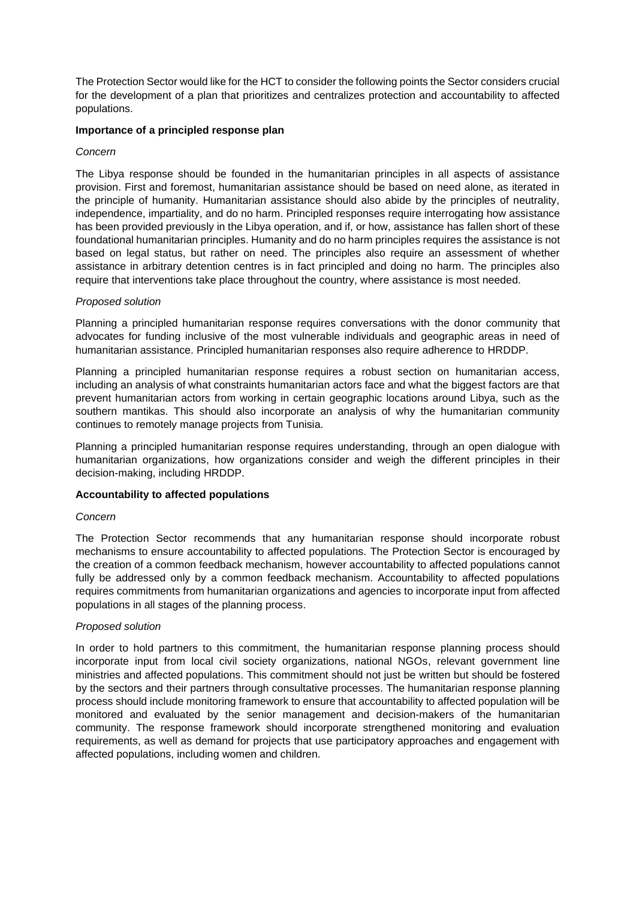The Protection Sector would like for the HCT to consider the following points the Sector considers crucial for the development of a plan that prioritizes and centralizes protection and accountability to affected populations.

**Importance of a principled response plan**

*Concern*

The Libya response should be founded in the humanitarian principles in all aspects of assistance provision. First and foremost, humanitarian assistance should be based on need alone, as iterated in the principle of humanity. Humanitarian assistance should also abide by the principles of neutrality, independence, impartiality, and do no harm. Principled responses require interrogating how assistance has been provided previously in the Libya operation, and if, or how, assistance has fallen short of these foundational humanitarian principles. Humanity and do no harm principles requires the assistance is not based on legal status, but rather on need. The principles also require an assessment of whether assistance in arbitrary detention centres is in fact principled and doing no harm. The principles also require that interventions take place throughout the country, where assistance is most needed.

*Proposed solution*

Planning a principled humanitarian response requires conversations with the donor community that advocates for funding inclusive of the most vulnerable individuals and geographic areas in need of humanitarian assistance. Principled humanitarian responses also require adherence to HRDDP.

Planning a principled humanitarian response requires a robust section on humanitarian access, including an analysis of what constraints humanitarian actors face and what the biggest factors are that prevent humanitarian actors from working in certain geographic locations around Libya, such as the southern mantikas. This should also incorporate an analysis of why the humanitarian community continues to remotely manage projects from Tunisia.

Planning a principled humanitarian response requires understanding, through an open dialogue with humanitarian organizations, how organizations consider and weigh the different principles in their decision-making, including HRDDP.

**Accountability to affected populations**

*Concern*

The Protection Sector recommends that any humanitarian response should incorporate robust mechanisms to ensure accountability to affected populations. The Protection Sector is encouraged by the creation of a common feedback mechanism, however accountability to affected populations cannot fully be addressed only by a common feedback mechanism. Accountability to affected populations requires commitments from humanitarian organizations and agencies to incorporate input from affected populations in all stages of the planning process.

*Proposed solution*

In order to hold partners to this commitment, the humanitarian response planning process should incorporate input from local civil society organizations, national NGOs, relevant government line ministries and affected populations. This commitment should not just be written but should be fostered by the sectors and their partners through consultative processes. The humanitarian response planning process should include monitoring framework to ensure that accountability to affected population will be monitored and evaluated by the senior management and decision-makers of the humanitarian community. The response framework should incorporate strengthened monitoring and evaluation requirements, as well as demand for projects that use participatory approaches and engagement with affected populations, including women and children.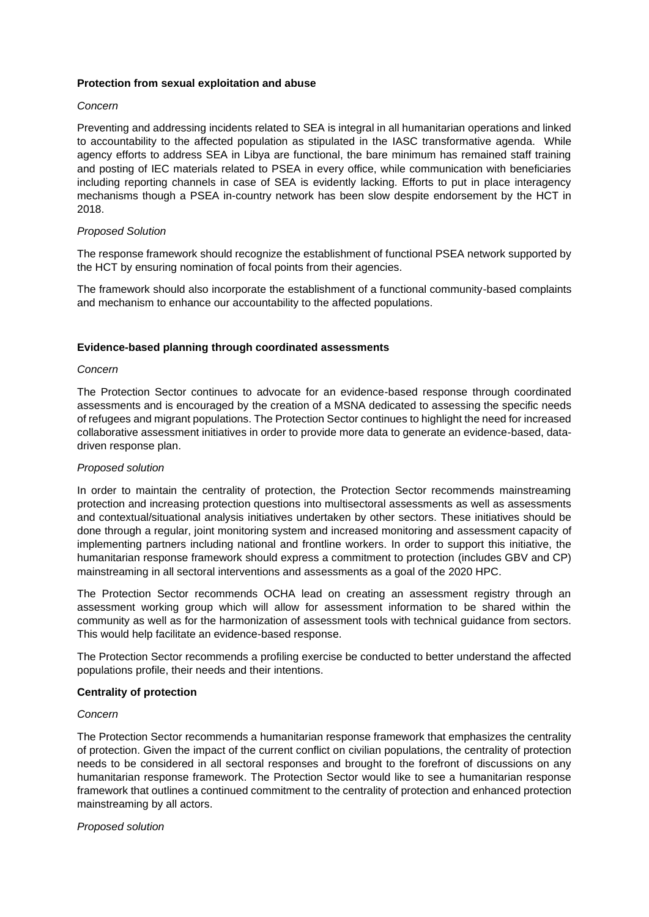**Protection from sexual exploitation and abuse**

*Concern*

Preventing and addressing incidents related to SEA is integral in all humanitarian operations and linked to accountability to the affected population as stipulated in the IASC transformative agenda. While agency efforts to address SEA in Libya are functional, the bare minimum has remained staff training and posting of IEC materials related to PSEA in every office, while communication with beneficiaries including reporting channels in case of SEA is evidently lacking. Efforts to put in place interagency mechanisms though a PSEA in-country network has been slow despite endorsement by the HCT in 2018.

*Proposed Solution*

The response framework should recognize the establishment of functional PSEA network supported by the HCT by ensuring nomination of focal points from their agencies.

The framework should also incorporate the establishment of a functional community-based complaints and mechanism to enhance our accountability to the affected populations.

**Evidence-based planning through coordinated assessments**

*Concern*

The Protection Sector continues to advocate for an evidence-based response through coordinated assessments and is encouraged by the creation of a MSNA dedicated to assessing the specific needs of refugees and migrant populations. The Protection Sector continues to highlight the need for increased collaborative assessment initiatives in order to provide more data to generate an evidence-based, data-driven response plan.

*Proposed solution*

In order to maintain the centrality of protection, the Protection Sector recommends mainstreaming protection and increasing protection questions into multisectoral assessments as well as assessments and contextual/situational analysis initiatives undertaken by other sectors. These initiatives should be done through a regular, joint monitoring system and increased monitoring and assessment capacity of implementing partners including national and frontline workers. In order to support this initiative, the humanitarian response framework should express a commitment to protection (includes GBV and CP) mainstreaming in all sectoral interventions and assessments as a goal of the 2020 HPC.

The Protection Sector recommends OCHA lead on creating an assessment registry through an assessment working group which will allow for assessment information to be shared within the community as well as for the harmonization of assessment tools with technical guidance from sectors. This would help facilitate an evidence-based response.

The Protection Sector recommends a profiling exercise be conducted to better understand the affected populations profile, their needs and their intentions.

**Centrality of protection**

*Concern*

The Protection Sector recommends a humanitarian response framework that emphasizes the centrality of protection. Given the impact of the current conflict on civilian populations, the centrality of protection needs to be considered in all sectoral responses and brought to the forefront of discussions on any humanitarian response framework. The Protection Sector would like to see a humanitarian response framework that outlines a continued commitment to the centrality of protection and enhanced protection mainstreaming by all actors.

*Proposed solution*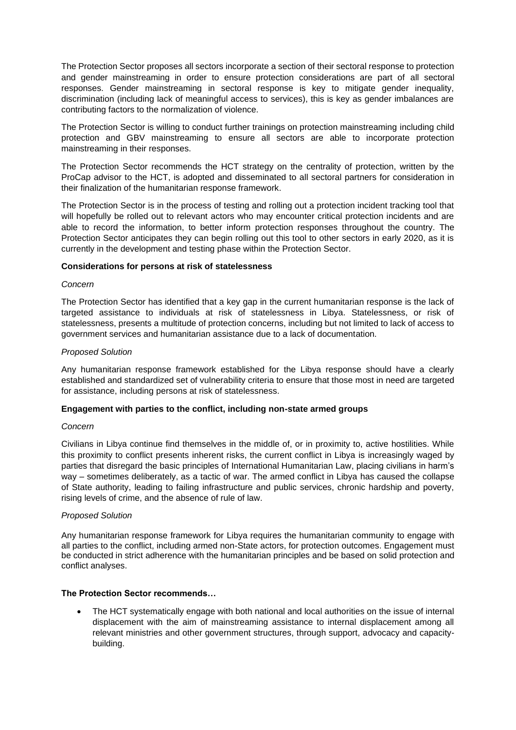The Protection Sector proposes all sectors incorporate a section of their sectoral response to protection and gender mainstreaming in order to ensure protection considerations are part of all sectoral responses. Gender mainstreaming in sectoral response is key to mitigate gender inequality, discrimination (including lack of meaningful access to services), this is key as gender imbalances are contributing factors to the normalization of violence.

The Protection Sector is willing to conduct further trainings on protection mainstreaming including child protection and GBV mainstreaming to ensure all sectors are able to incorporate protection mainstreaming in their responses.

The Protection Sector recommends the HCT strategy on the centrality of protection, written by the ProCap advisor to the HCT, is adopted and disseminated to all sectoral partners for consideration in their finalization of the humanitarian response framework.

The Protection Sector is in the process of testing and rolling out a protection incident tracking tool that will hopefully be rolled out to relevant actors who may encounter critical protection incidents and are able to record the information, to better inform protection responses throughout the country. The Protection Sector anticipates they can begin rolling out this tool to other sectors in early 2020, as it is currently in the development and testing phase within the Protection Sector.

**Considerations for persons at risk of statelessness**

*Concern*

The Protection Sector has identified that a key gap in the current humanitarian response is the lack of targeted assistance to individuals at risk of statelessness in Libya. Statelessness, or risk of statelessness, presents a multitude of protection concerns, including but not limited to lack of access to government services and humanitarian assistance due to a lack of documentation.

*Proposed Solution*

Any humanitarian response framework established for the Libya response should have a clearly established and standardized set of vulnerability criteria to ensure that those most in need are targeted for assistance, including persons at risk of statelessness.

**Engagement with parties to the conflict, including non-state armed groups**

*Concern*

Civilians in Libya continue find themselves in the middle of, or in proximity to, active hostilities. While this proximity to conflict presents inherent risks, the current conflict in Libya is increasingly waged by parties that disregard the basic principles of International Humanitarian Law, placing civilians in harm's way – sometimes deliberately, as a tactic of war. The armed conflict in Libya has caused the collapse of State authority, leading to failing infrastructure and public services, chronic hardship and poverty, rising levels of crime, and the absence of rule of law.

*Proposed Solution*

Any humanitarian response framework for Libya requires the humanitarian community to engage with all parties to the conflict, including armed non-State actors, for protection outcomes. Engagement must be conducted in strict adherence with the humanitarian principles and be based on solid protection and conflict analyses.

**The Protection Sector recommends…**

- The HCT systematically engage with both national and local authorities on the issue of internal displacement with the aim of mainstreaming assistance to internal displacement among all relevant ministries and other government structures, through support, advocacy and capacity-building.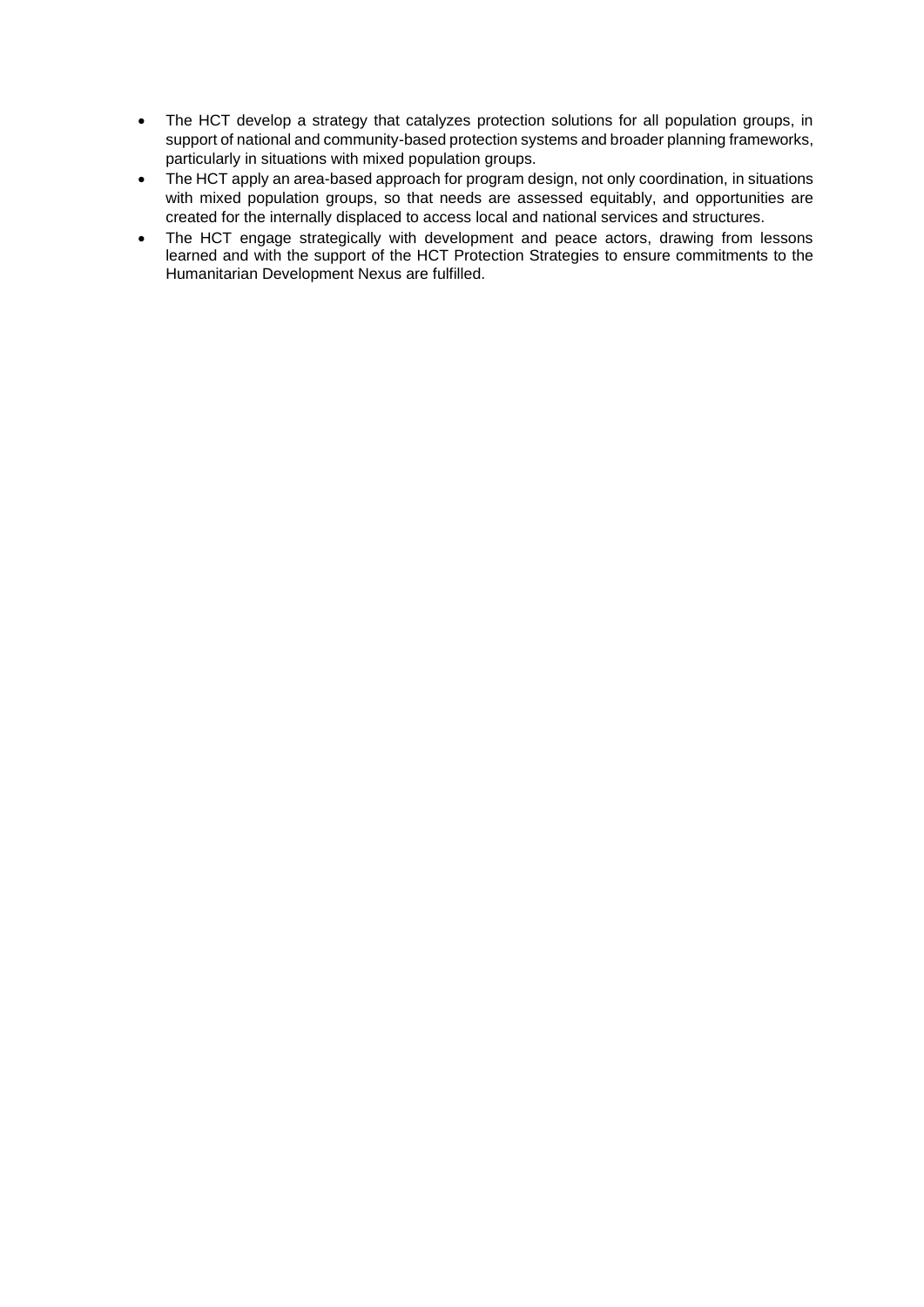- The HCT develop a strategy that catalyzes protection solutions for all population groups, in support of national and community-based protection systems and broader planning frameworks, particularly in situations with mixed population groups.
- The HCT apply an area-based approach for program design, not only coordination, in situations with mixed population groups, so that needs are assessed equitably, and opportunities are created for the internally displaced to access local and national services and structures.
- The HCT engage strategically with development and peace actors, drawing from lessons learned and with the support of the HCT Protection Strategies to ensure commitments to the Humanitarian Development Nexus are fulfilled.